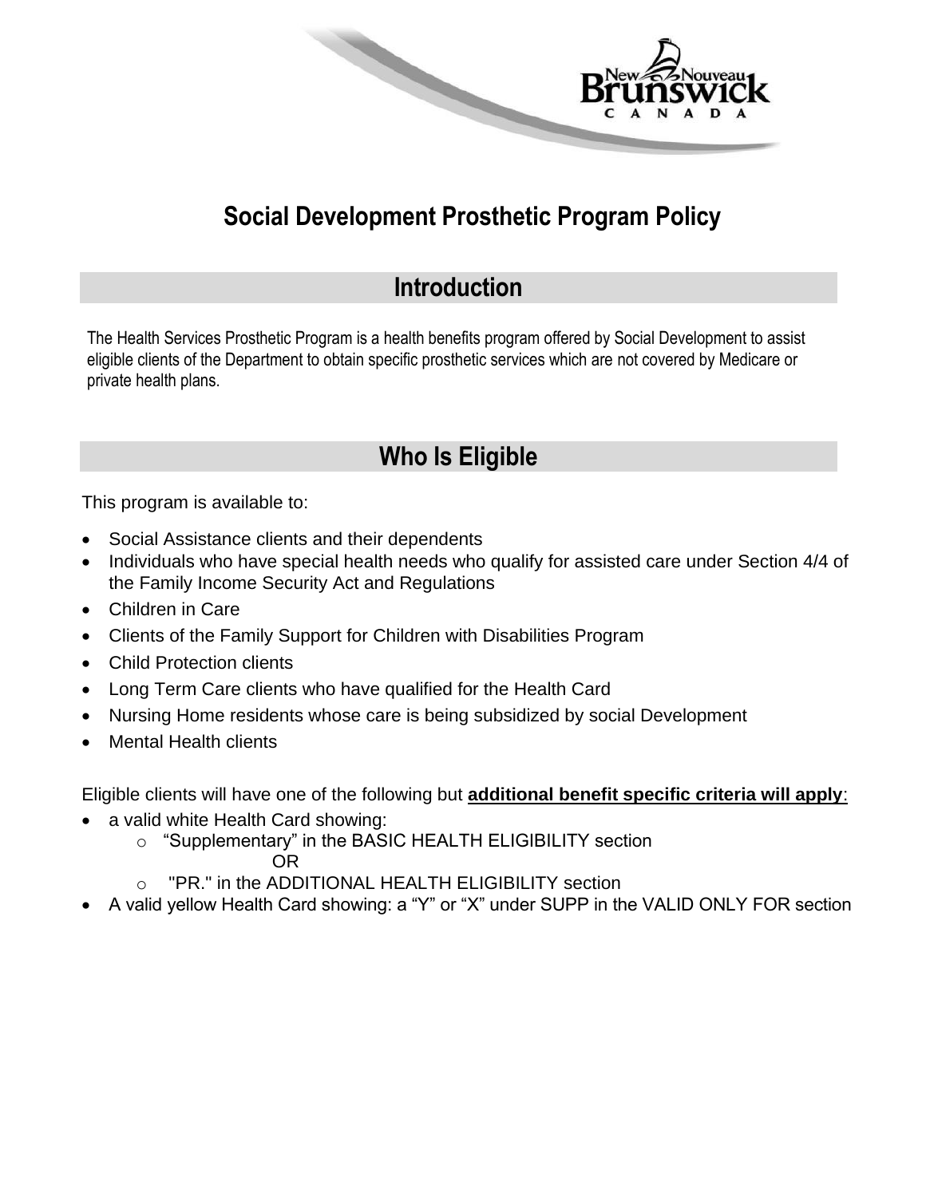# Social Development Prosthetic Program Policy

## Introduction

The Health Services Prosthetic Program is a health benefits program offered by Social Development to assist eligible clients of the Department to obtain specific prosthetic services which are not covered by Medicare or private health plans.

## Who Is Eligible

This program is available to:

- Social Assistance clients and their dependents
- Individuals who have special health needs who qualify for assisted care under Section 4/4 of the Family Income Security Act and Regulations
- Children in Care
- Clients of the Family Support for Children with Disabilities Program
- Child Protection clients
- Long Term Care clients who have qualified for the Health Card
- Nursing Home residents whose care is being subsidized by social Development
- Mental Health clients

Eligible clients will have one of the following but **additional benefit specific criteria will apply**:

- a valid white Health Card showing:
  - "Supplementary" in the BASIC HEALTH ELIGIBILITY section

    OR
  - "PR." in the ADDITIONAL HEALTH ELIGIBILITY section
- A valid yellow Health Card showing: a "Y" or "X" under SUPP in the VALID ONLY FOR section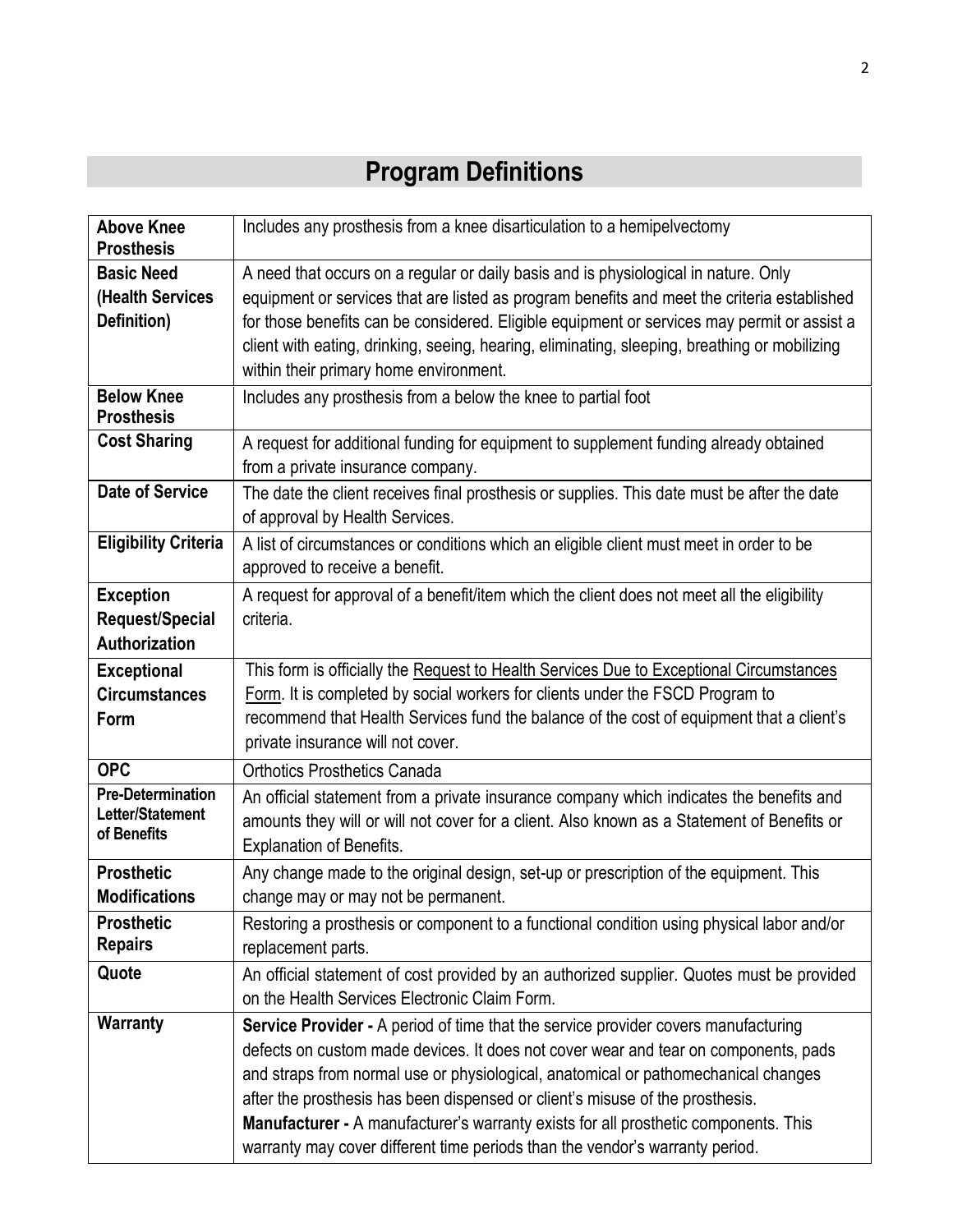# Program Definitions

| | |
|---|---|
| **Above Knee Prosthesis** | Includes any prosthesis from a knee disarticulation to a hemipelvectomy |
| **Basic Need (Health Services Definition)** | A need that occurs on a regular or daily basis and is physiological in nature. Only equipment or services that are listed as program benefits and meet the criteria established for those benefits can be considered. Eligible equipment or services may permit or assist a client with eating, drinking, seeing, hearing, eliminating, sleeping, breathing or mobilizing within their primary home environment. |
| **Below Knee Prosthesis** | Includes any prosthesis from a below the knee to partial foot |
| **Cost Sharing** | A request for additional funding for equipment to supplement funding already obtained from a private insurance company. |
| **Date of Service** | The date the client receives final prosthesis or supplies. This date must be after the date of approval by Health Services. |
| **Eligibility Criteria** | A list of circumstances or conditions which an eligible client must meet in order to be approved to receive a benefit. |
| **Exception Request/Special Authorization** | A request for approval of a benefit/item which the client does not meet all the eligibility criteria. |
| **Exceptional Circumstances Form** | This form is officially the Request to Health Services Due to Exceptional Circumstances Form. It is completed by social workers for clients under the FSCD Program to recommend that Health Services fund the balance of the cost of equipment that a client's private insurance will not cover. |
| **OPC** | Orthotics Prosthetics Canada |
| **Pre-Determination Letter/Statement of Benefits** | An official statement from a private insurance company which indicates the benefits and amounts they will or will not cover for a client. Also known as a Statement of Benefits or Explanation of Benefits. |
| **Prosthetic Modifications** | Any change made to the original design, set-up or prescription of the equipment. This change may or may not be permanent. |
| **Prosthetic Repairs** | Restoring a prosthesis or component to a functional condition using physical labor and/or replacement parts. |
| **Quote** | An official statement of cost provided by an authorized supplier. Quotes must be provided on the Health Services Electronic Claim Form. |
| **Warranty** | **Service Provider -** A period of time that the service provider covers manufacturing defects on custom made devices. It does not cover wear and tear on components, pads and straps from normal use or physiological, anatomical or pathomechanical changes after the prosthesis has been dispensed or client's misuse of the prosthesis. **Manufacturer -** A manufacturer's warranty exists for all prosthetic components. This warranty may cover different time periods than the vendor's warranty period. |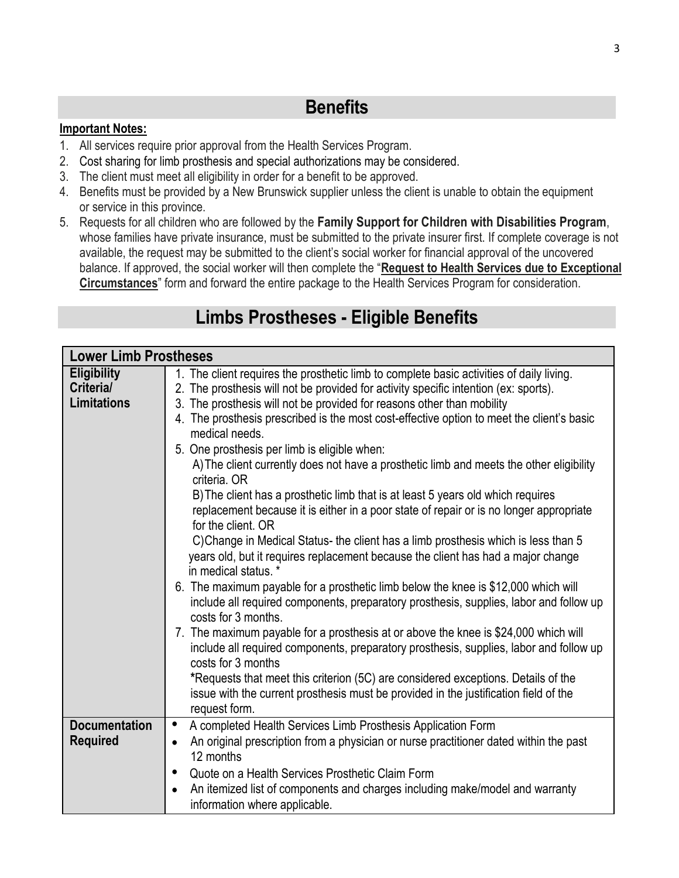## Benefits

**Important Notes:**

1. All services require prior approval from the Health Services Program.
2. Cost sharing for limb prosthesis and special authorizations may be considered.
3. The client must meet all eligibility in order for a benefit to be approved.
4. Benefits must be provided by a New Brunswick supplier unless the client is unable to obtain the equipment or service in this province.
5. Requests for all children who are followed by the **Family Support for Children with Disabilities Program**, whose families have private insurance, must be submitted to the private insurer first. If complete coverage is not available, the request may be submitted to the client's social worker for financial approval of the uncovered balance. If approved, the social worker will then complete the "**Request to Health Services due to Exceptional Circumstances**" form and forward the entire package to the Health Services Program for consideration.

## Limbs Prostheses - Eligible Benefits

| **Lower Limb Prostheses** | |
|---|---|
| **Eligibility Criteria/ Limitations** | 1. The client requires the prosthetic limb to complete basic activities of daily living.<br>2. The prosthesis will not be provided for activity specific intention (ex: sports).<br>3. The prosthesis will not be provided for reasons other than mobility<br>4. The prosthesis prescribed is the most cost-effective option to meet the client's basic medical needs.<br>5. One prosthesis per limb is eligible when:<br>A) The client currently does not have a prosthetic limb and meets the other eligibility criteria. OR<br>B) The client has a prosthetic limb that is at least 5 years old which requires replacement because it is either in a poor state of repair or is no longer appropriate for the client. OR<br>C) Change in Medical Status- the client has a limb prosthesis which is less than 5 years old, but it requires replacement because the client has had a major change in medical status. *<br>6. The maximum payable for a prosthetic limb below the knee is $12,000 which will include all required components, preparatory prosthesis, supplies, labor and follow up costs for 3 months.<br>7. The maximum payable for a prosthesis at or above the knee is $24,000 which will include all required components, preparatory prosthesis, supplies, labor and follow up costs for 3 months<br>***Requests that meet this criterion (5C) are considered exceptions. Details of the issue with the current prosthesis must be provided in the justification field of the request form. |
| **Documentation Required** | • A completed Health Services Limb Prosthesis Application Form<br>• An original prescription from a physician or nurse practitioner dated within the past 12 months<br>• Quote on a Health Services Prosthetic Claim Form<br>• An itemized list of components and charges including make/model and warranty information where applicable. |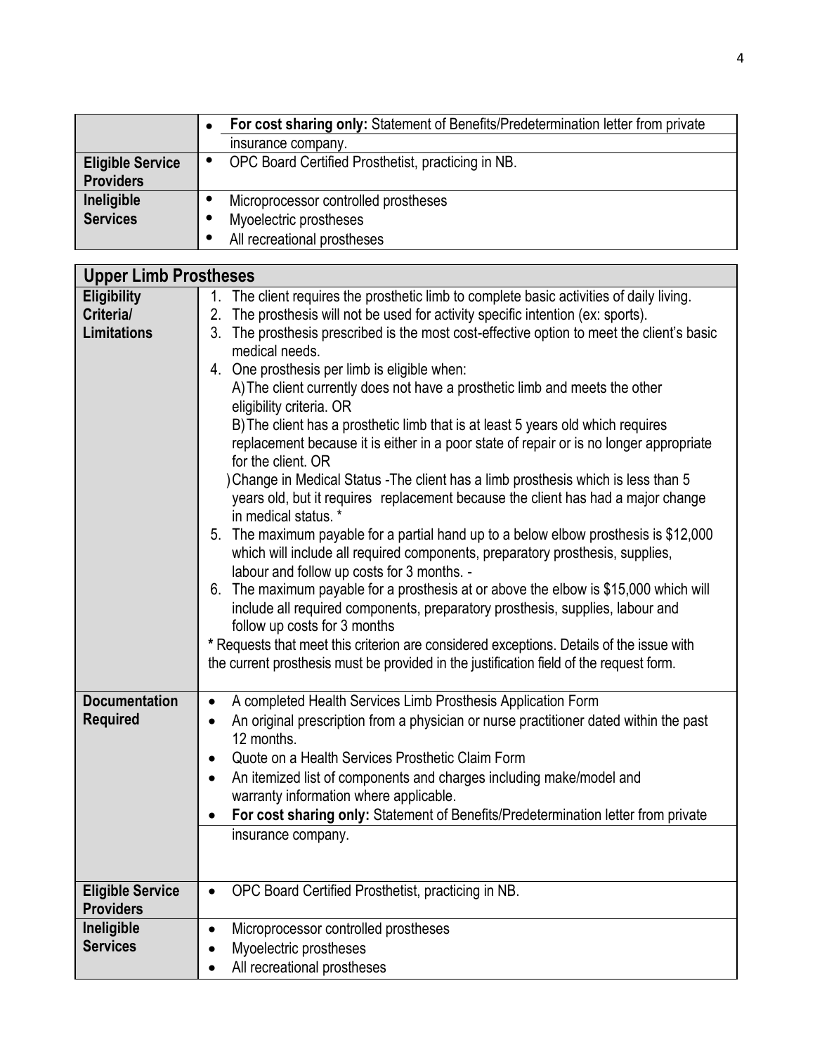| | |
|---|---|
| | • **For cost sharing only:** Statement of Benefits/Predetermination letter from private insurance company. |
| **Eligible Service Providers** | • OPC Board Certified Prosthetist, practicing in NB. |
| **Ineligible Services** | • Microprocessor controlled prostheses<br>• Myoelectric prostheses<br>• All recreational prostheses |

| **Upper Limb Prostheses** | |
|---|---|
| **Eligibility Criteria/ Limitations** | 1. The client requires the prosthetic limb to complete basic activities of daily living.<br>2. The prosthesis will not be used for activity specific intention (ex: sports).<br>3. The prosthesis prescribed is the most cost-effective option to meet the client's basic medical needs.<br>4. One prosthesis per limb is eligible when:<br>A) The client currently does not have a prosthetic limb and meets the other eligibility criteria. OR<br>B) The client has a prosthetic limb that is at least 5 years old which requires replacement because it is either in a poor state of repair or is no longer appropriate for the client. OR<br>) Change in Medical Status -The client has a limb prosthesis which is less than 5 years old, but it requires replacement because the client has had a major change in medical status. *<br>5. The maximum payable for a partial hand up to a below elbow prosthesis is $12,000 which will include all required components, preparatory prosthesis, supplies, labour and follow up costs for 3 months. -<br>6. The maximum payable for a prosthesis at or above the elbow is $15,000 which will include all required components, preparatory prosthesis, supplies, labour and follow up costs for 3 months<br>**\*** Requests that meet this criterion are considered exceptions. Details of the issue with the current prosthesis must be provided in the justification field of the request form. |
| **Documentation Required** | • A completed Health Services Limb Prosthesis Application Form<br>• An original prescription from a physician or nurse practitioner dated within the past 12 months.<br>• Quote on a Health Services Prosthetic Claim Form<br>• An itemized list of components and charges including make/model and warranty information where applicable.<br>• **For cost sharing only:** Statement of Benefits/Predetermination letter from private insurance company. |
| **Eligible Service Providers** | • OPC Board Certified Prosthetist, practicing in NB. |
| **Ineligible Services** | • Microprocessor controlled prostheses<br>• Myoelectric prostheses<br>• All recreational prostheses |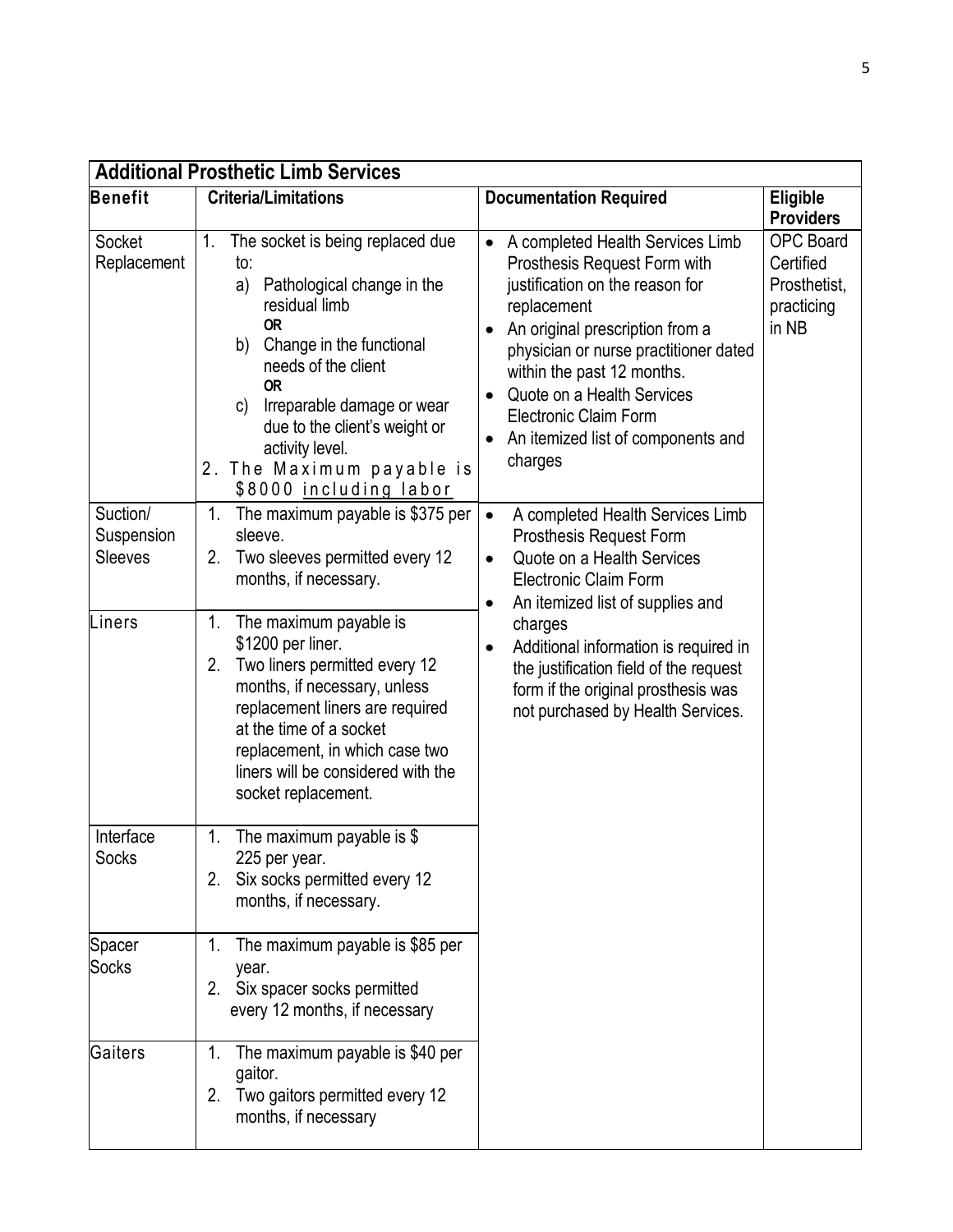| **Additional Prosthetic Limb Services** | | | |
|---|---|---|---|
| **Benefit** | **Criteria/Limitations** | **Documentation Required** | **Eligible Providers** |
| Socket Replacement | 1. The socket is being replaced due to:<br>a) Pathological change in the residual limb<br>**OR**<br>b) Change in the functional needs of the client<br>**OR**<br>c) Irreparable damage or wear due to the client's weight or activity level.<br>2. The Maximum payable is $8000 <u>including labor</u> | • A completed Health Services Limb Prosthesis Request Form with justification on the reason for replacement<br>• An original prescription from a physician or nurse practitioner dated within the past 12 months.<br>• Quote on a Health Services Electronic Claim Form<br>• An itemized list of components and charges | OPC Board Certified Prosthetist, practicing in NB |
| Suction/ Suspension Sleeves | 1. The maximum payable is $375 per sleeve.<br>2. Two sleeves permitted every 12 months, if necessary. | • A completed Health Services Limb Prosthesis Request Form<br>• Quote on a Health Services Electronic Claim Form<br>• An itemized list of supplies and charges<br>• Additional information is required in the justification field of the request form if the original prosthesis was not purchased by Health Services. | |
| Liners | 1. The maximum payable is $1200 per liner.<br>2. Two liners permitted every 12 months, if necessary, unless replacement liners are required at the time of a socket replacement, in which case two liners will be considered with the socket replacement. | | |
| Interface Socks | 1. The maximum payable is $ 225 per year.<br>2. Six socks permitted every 12 months, if necessary. | | |
| Spacer Socks | 1. The maximum payable is $85 per year.<br>2. Six spacer socks permitted every 12 months, if necessary | | |
| Gaiters | 1. The maximum payable is $40 per gaitor.<br>2. Two gaitors permitted every 12 months, if necessary | | |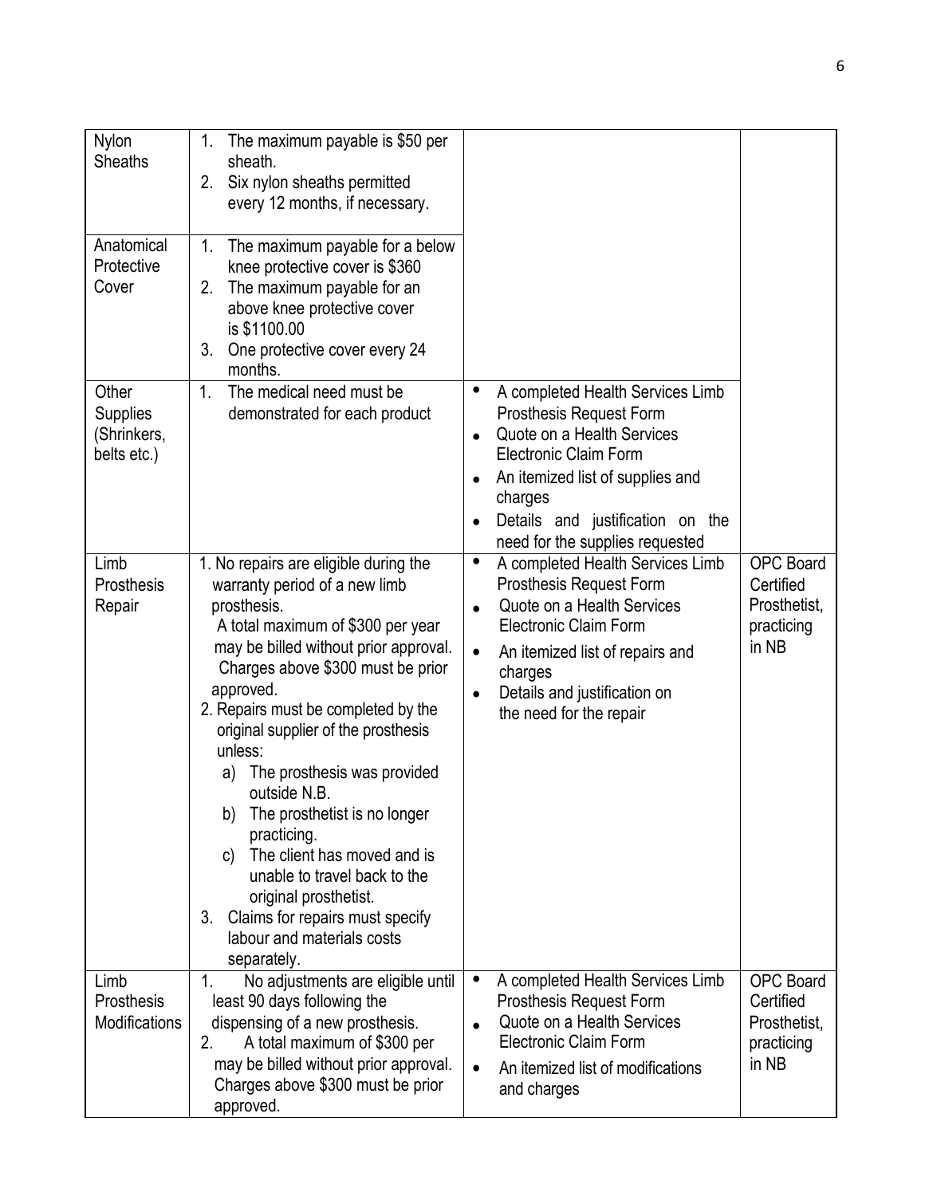| | | | |
|---|---|---|---|
| Nylon Sheaths | 1. The maximum payable is $50 per sheath.<br>2. Six nylon sheaths permitted every 12 months, if necessary. | | |
| Anatomical Protective Cover | 1. The maximum payable for a below knee protective cover is $360<br>2. The maximum payable for an above knee protective cover is $1100.00<br>3. One protective cover every 24 months. | | |
| Other Supplies (Shrinkers, belts etc.) | 1. The medical need must be demonstrated for each product | • A completed Health Services Limb Prosthesis Request Form<br>• Quote on a Health Services Electronic Claim Form<br>• An itemized list of supplies and charges<br>• Details and justification on the need for the supplies requested | |
| Limb Prosthesis Repair | 1. No repairs are eligible during the warranty period of a new limb prosthesis.<br>A total maximum of $300 per year may be billed without prior approval. Charges above $300 must be prior approved.<br>2. Repairs must be completed by the original supplier of the prosthesis unless:<br>a) The prosthesis was provided outside N.B.<br>b) The prosthetist is no longer practicing.<br>c) The client has moved and is unable to travel back to the original prosthetist.<br>3. Claims for repairs must specify labour and materials costs separately. | • A completed Health Services Limb Prosthesis Request Form<br>• Quote on a Health Services Electronic Claim Form<br>• An itemized list of repairs and charges<br>• Details and justification on the need for the repair | OPC Board Certified Prosthetist, practicing in NB |
| Limb Prosthesis Modifications | 1. No adjustments are eligible until least 90 days following the dispensing of a new prosthesis.<br>2. A total maximum of $300 per may be billed without prior approval. Charges above $300 must be prior approved. | • A completed Health Services Limb Prosthesis Request Form<br>• Quote on a Health Services Electronic Claim Form<br>• An itemized list of modifications and charges | OPC Board Certified Prosthetist, practicing in NB |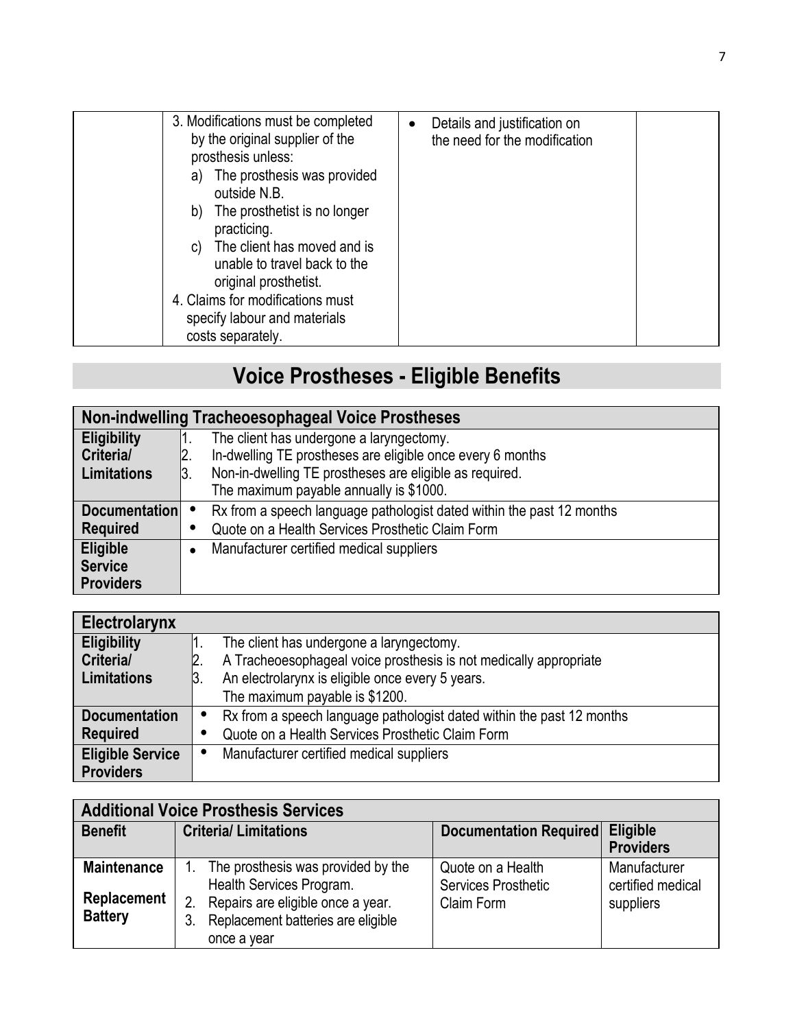|  | 3. Modifications must be completed by the original supplier of the prosthesis unless:<br>a) The prosthesis was provided outside N.B.<br>b) The prosthetist is no longer practicing.<br>c) The client has moved and is unable to travel back to the original prosthetist.<br>4. Claims for modifications must specify labour and materials costs separately. | • Details and justification on the need for the modification |  |
|---|---|---|---|

# Voice Prostheses - Eligible Benefits

| Non-indwelling Tracheoesophageal Voice Prostheses | |
|---|---|
| **Eligibility Criteria/ Limitations** | 1. The client has undergone a laryngectomy.<br>2. In-dwelling TE prostheses are eligible once every 6 months<br>3. Non-in-dwelling TE prostheses are eligible as required.<br>The maximum payable annually is $1000. |
| **Documentation Required** | • Rx from a speech language pathologist dated within the past 12 months<br>• Quote on a Health Services Prosthetic Claim Form |
| **Eligible Service Providers** | • Manufacturer certified medical suppliers |

| Electrolarynx | |
|---|---|
| **Eligibility Criteria/ Limitations** | 1. The client has undergone a laryngectomy.<br>2. A Tracheoesophageal voice prosthesis is not medically appropriate<br>3. An electrolarynx is eligible once every 5 years.<br>The maximum payable is $1200. |
| **Documentation Required** | • Rx from a speech language pathologist dated within the past 12 months<br>• Quote on a Health Services Prosthetic Claim Form |
| **Eligible Service Providers** | • Manufacturer certified medical suppliers |

| Additional Voice Prosthesis Services | | | |
|---|---|---|---|
| **Benefit** | **Criteria/ Limitations** | **Documentation Required** | **Eligible Providers** |
| **Maintenance**<br>**Replacement Battery** | 1. The prosthesis was provided by the Health Services Program.<br>2. Repairs are eligible once a year.<br>3. Replacement batteries are eligible once a year | Quote on a Health Services Prosthetic Claim Form | Manufacturer certified medical suppliers |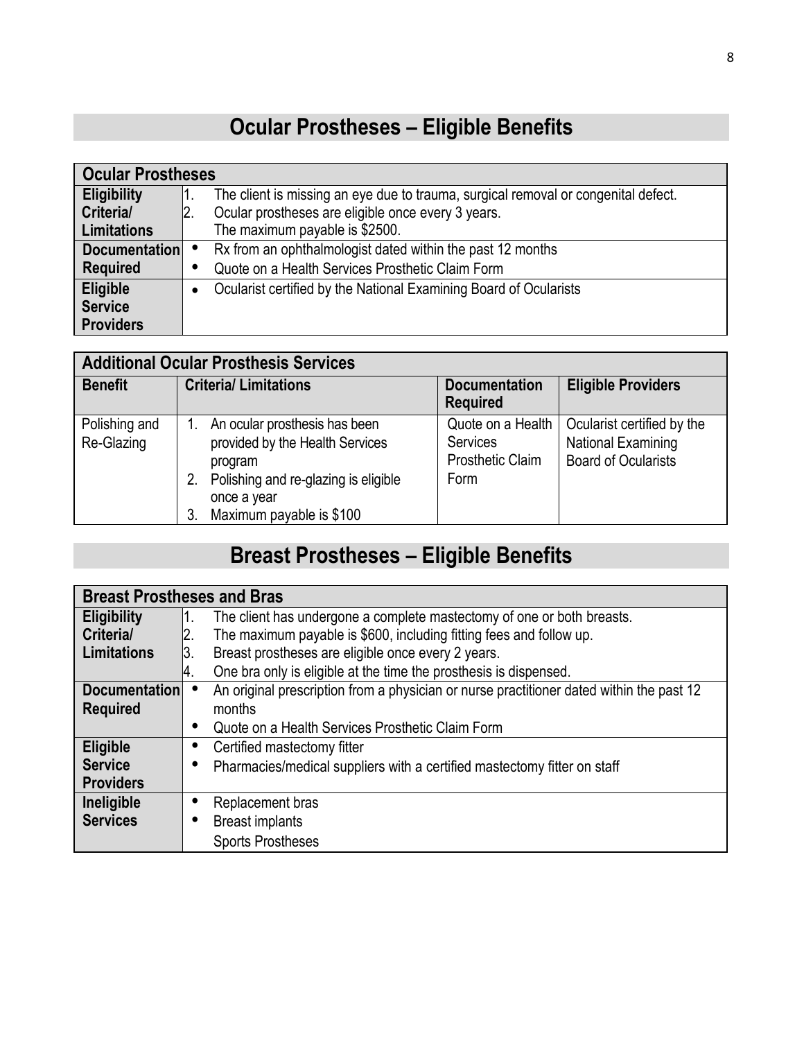## Ocular Prostheses – Eligible Benefits

| Ocular Prostheses | |
|---|---|
| **Eligibility Criteria/ Limitations** | 1. The client is missing an eye due to trauma, surgical removal or congenital defect.<br>2. Ocular prostheses are eligible once every 3 years.<br>The maximum payable is $2500. |
| **Documentation Required** | • Rx from an ophthalmologist dated within the past 12 months<br>• Quote on a Health Services Prosthetic Claim Form |
| **Eligible Service Providers** | • Ocularist certified by the National Examining Board of Ocularists |

| Additional Ocular Prosthesis Services | | | |
|---|---|---|---|
| **Benefit** | **Criteria/ Limitations** | **Documentation Required** | **Eligible Providers** |
| Polishing and Re-Glazing | 1. An ocular prosthesis has been provided by the Health Services program<br>2. Polishing and re-glazing is eligible once a year<br>3. Maximum payable is $100 | Quote on a Health Services Prosthetic Claim Form | Ocularist certified by the National Examining Board of Ocularists |

## Breast Prostheses – Eligible Benefits

| Breast Prostheses and Bras | |
|---|---|
| **Eligibility Criteria/ Limitations** | 1. The client has undergone a complete mastectomy of one or both breasts.<br>2. The maximum payable is $600, including fitting fees and follow up.<br>3. Breast prostheses are eligible once every 2 years.<br>4. One bra only is eligible at the time the prosthesis is dispensed. |
| **Documentation Required** | • An original prescription from a physician or nurse practitioner dated within the past 12 months<br>• Quote on a Health Services Prosthetic Claim Form |
| **Eligible Service Providers** | • Certified mastectomy fitter<br>• Pharmacies/medical suppliers with a certified mastectomy fitter on staff |
| **Ineligible Services** | • Replacement bras<br>• Breast implants<br>Sports Prostheses |